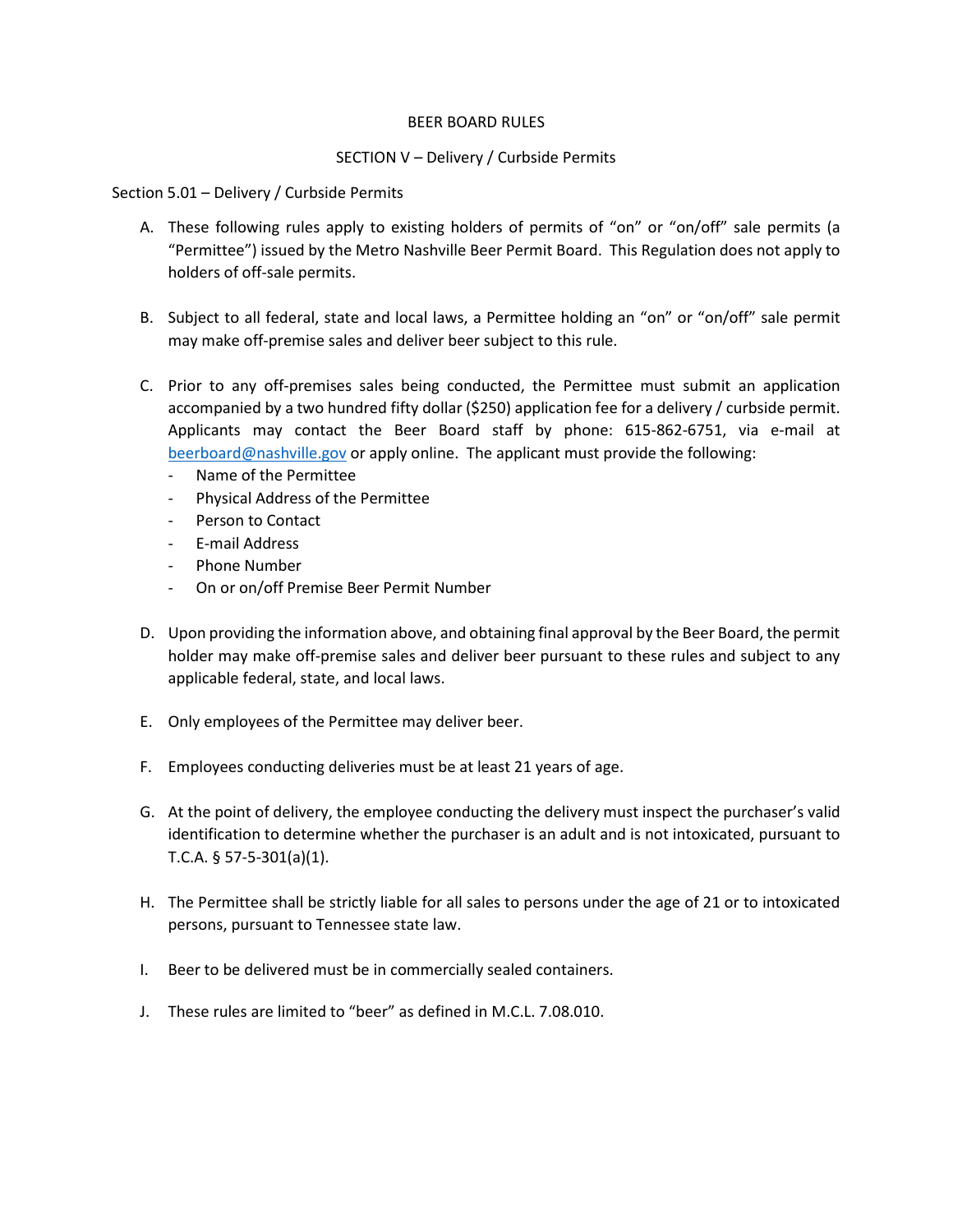# BEER BOARD RULES

## SECTION V – Delivery / Curbside Permits

### Section 5.01 – Delivery / Curbside Permits

A. These following rules apply to existing holders of permits of "on" or "on/off" sale permits (a "Permittee") issued by the Metro Nashville Beer Permit Board. This Regulation does not apply to holders of off-sale permits.

B. Subject to all federal, state and local laws, a Permittee holding an "on" or "on/off" sale permit may make off-premise sales and deliver beer subject to this rule.

C. Prior to any off-premises sales being conducted, the Permittee must submit an application accompanied by a two hundred fifty dollar ($250) application fee for a delivery / curbside permit. Applicants may contact the Beer Board staff by phone: 615-862-6751, via e-mail at [beerboard@nashville.gov](mailto:beerboard@nashville.gov) or apply online. The applicant must provide the following:
   - Name of the Permittee
   - Physical Address of the Permittee
   - Person to Contact
   - E-mail Address
   - Phone Number
   - On or on/off Premise Beer Permit Number

D. Upon providing the information above, and obtaining final approval by the Beer Board, the permit holder may make off-premise sales and deliver beer pursuant to these rules and subject to any applicable federal, state, and local laws.

E. Only employees of the Permittee may deliver beer.

F. Employees conducting deliveries must be at least 21 years of age.

G. At the point of delivery, the employee conducting the delivery must inspect the purchaser's valid identification to determine whether the purchaser is an adult and is not intoxicated, pursuant to T.C.A. § 57-5-301(a)(1).

H. The Permittee shall be strictly liable for all sales to persons under the age of 21 or to intoxicated persons, pursuant to Tennessee state law.

I. Beer to be delivered must be in commercially sealed containers.

J. These rules are limited to "beer" as defined in M.C.L. 7.08.010.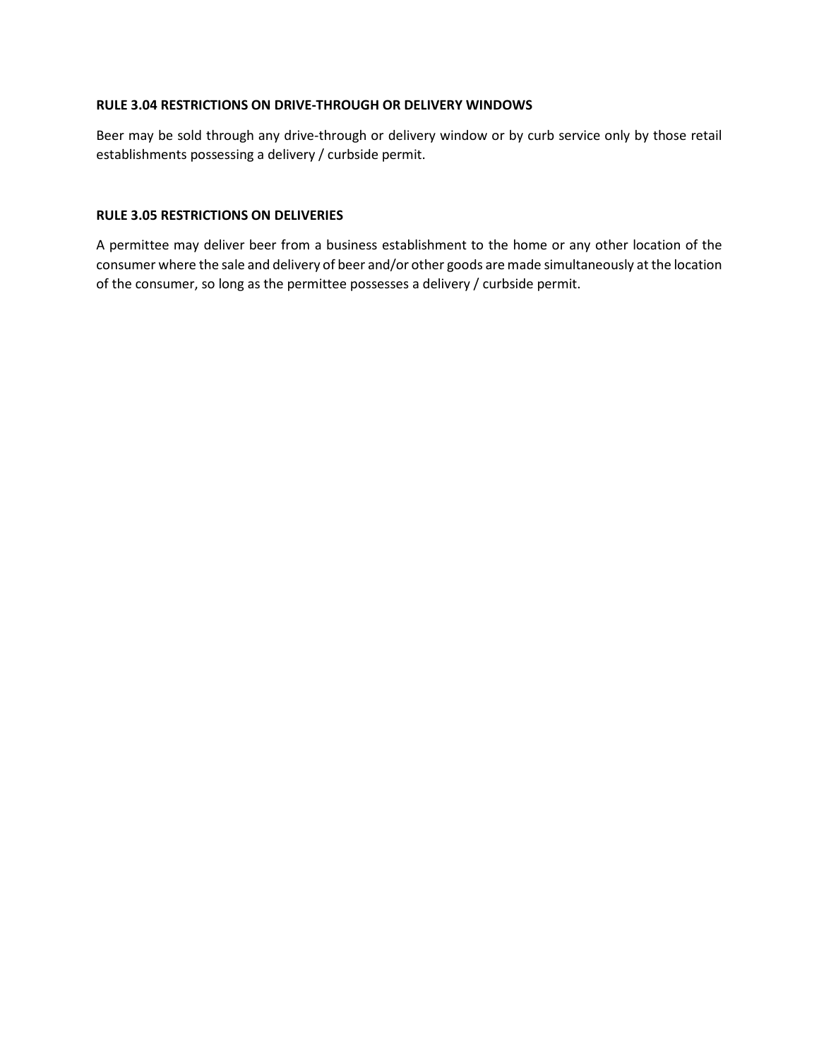**RULE 3.04 RESTRICTIONS ON DRIVE-THROUGH OR DELIVERY WINDOWS**

Beer may be sold through any drive-through or delivery window or by curb service only by those retail establishments possessing a delivery / curbside permit.

**RULE 3.05 RESTRICTIONS ON DELIVERIES**

A permittee may deliver beer from a business establishment to the home or any other location of the consumer where the sale and delivery of beer and/or other goods are made simultaneously at the location of the consumer, so long as the permittee possesses a delivery / curbside permit.